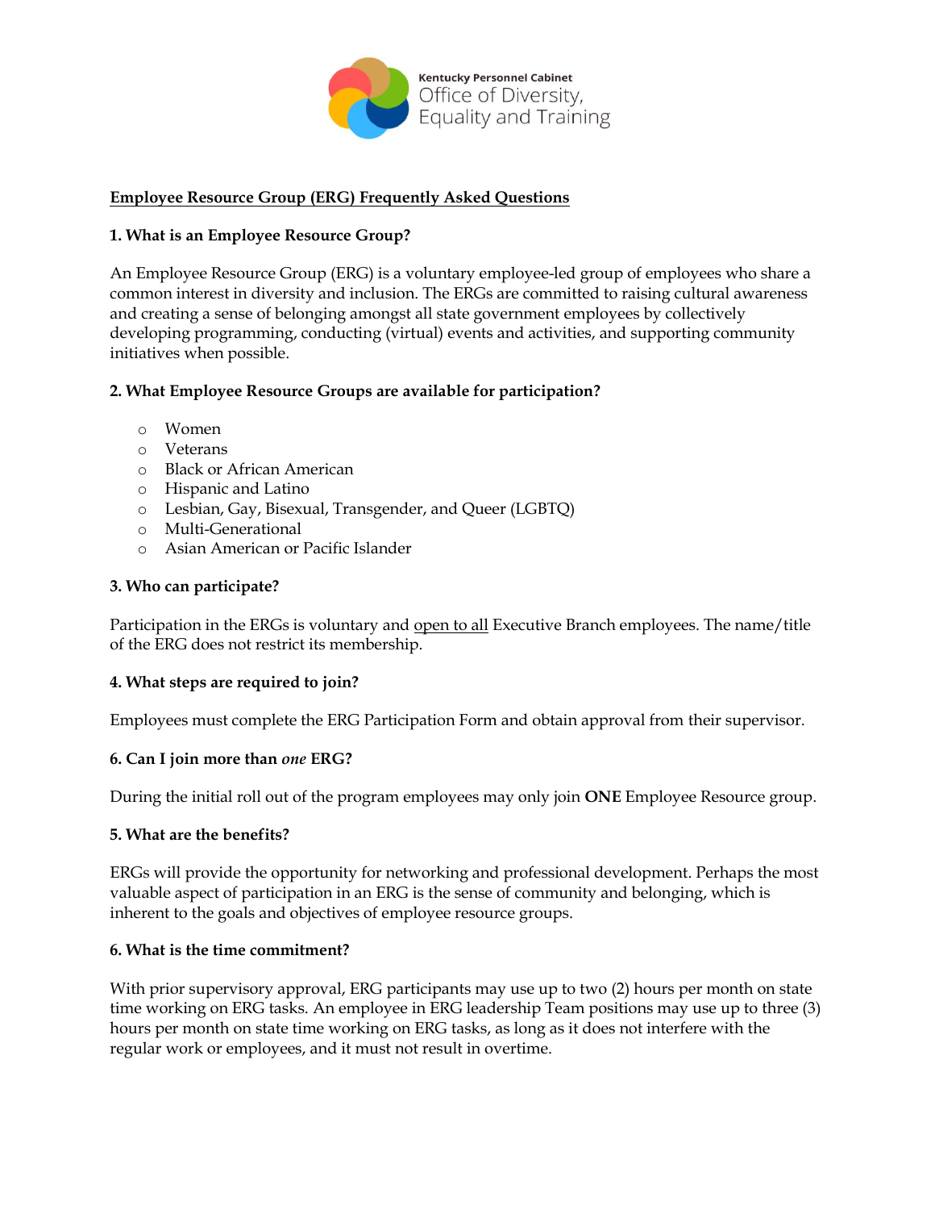Kentucky Personnel Cabinet
Office of Diversity, Equality and Training

**Employee Resource Group (ERG) Frequently Asked Questions**

**1. What is an Employee Resource Group?**

An Employee Resource Group (ERG) is a voluntary employee-led group of employees who share a common interest in diversity and inclusion. The ERGs are committed to raising cultural awareness and creating a sense of belonging amongst all state government employees by collectively developing programming, conducting (virtual) events and activities, and supporting community initiatives when possible.

**2. What Employee Resource Groups are available for participation?**

- Women
- Veterans
- Black or African American
- Hispanic and Latino
- Lesbian, Gay, Bisexual, Transgender, and Queer (LGBTQ)
- Multi-Generational
- Asian American or Pacific Islander

**3. Who can participate?**

Participation in the ERGs is voluntary and open to all Executive Branch employees. The name/title of the ERG does not restrict its membership.

**4. What steps are required to join?**

Employees must complete the ERG Participation Form and obtain approval from their supervisor.

**6. Can I join more than *one* ERG?**

During the initial roll out of the program employees may only join **ONE** Employee Resource group.

**5. What are the benefits?**

ERGs will provide the opportunity for networking and professional development. Perhaps the most valuable aspect of participation in an ERG is the sense of community and belonging, which is inherent to the goals and objectives of employee resource groups.

**6. What is the time commitment?**

With prior supervisory approval, ERG participants may use up to two (2) hours per month on state time working on ERG tasks. An employee in ERG leadership Team positions may use up to three (3) hours per month on state time working on ERG tasks, as long as it does not interfere with the regular work or employees, and it must not result in overtime.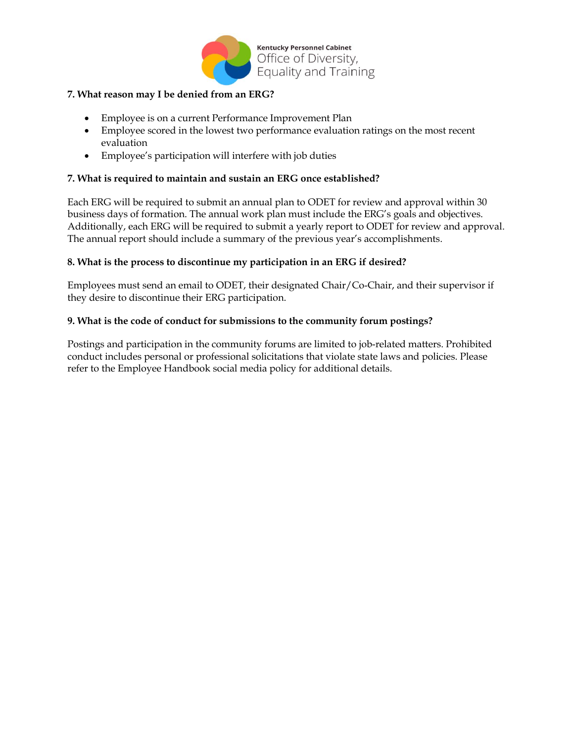**7. What reason may I be denied from an ERG?**

- Employee is on a current Performance Improvement Plan
- Employee scored in the lowest two performance evaluation ratings on the most recent evaluation
- Employee's participation will interfere with job duties

**7. What is required to maintain and sustain an ERG once established?**

Each ERG will be required to submit an annual plan to ODET for review and approval within 30 business days of formation. The annual work plan must include the ERG's goals and objectives. Additionally, each ERG will be required to submit a yearly report to ODET for review and approval. The annual report should include a summary of the previous year's accomplishments.

**8. What is the process to discontinue my participation in an ERG if desired?**

Employees must send an email to ODET, their designated Chair/Co-Chair, and their supervisor if they desire to discontinue their ERG participation.

**9. What is the code of conduct for submissions to the community forum postings?**

Postings and participation in the community forums are limited to job-related matters. Prohibited conduct includes personal or professional solicitations that violate state laws and policies. Please refer to the Employee Handbook social media policy for additional details.